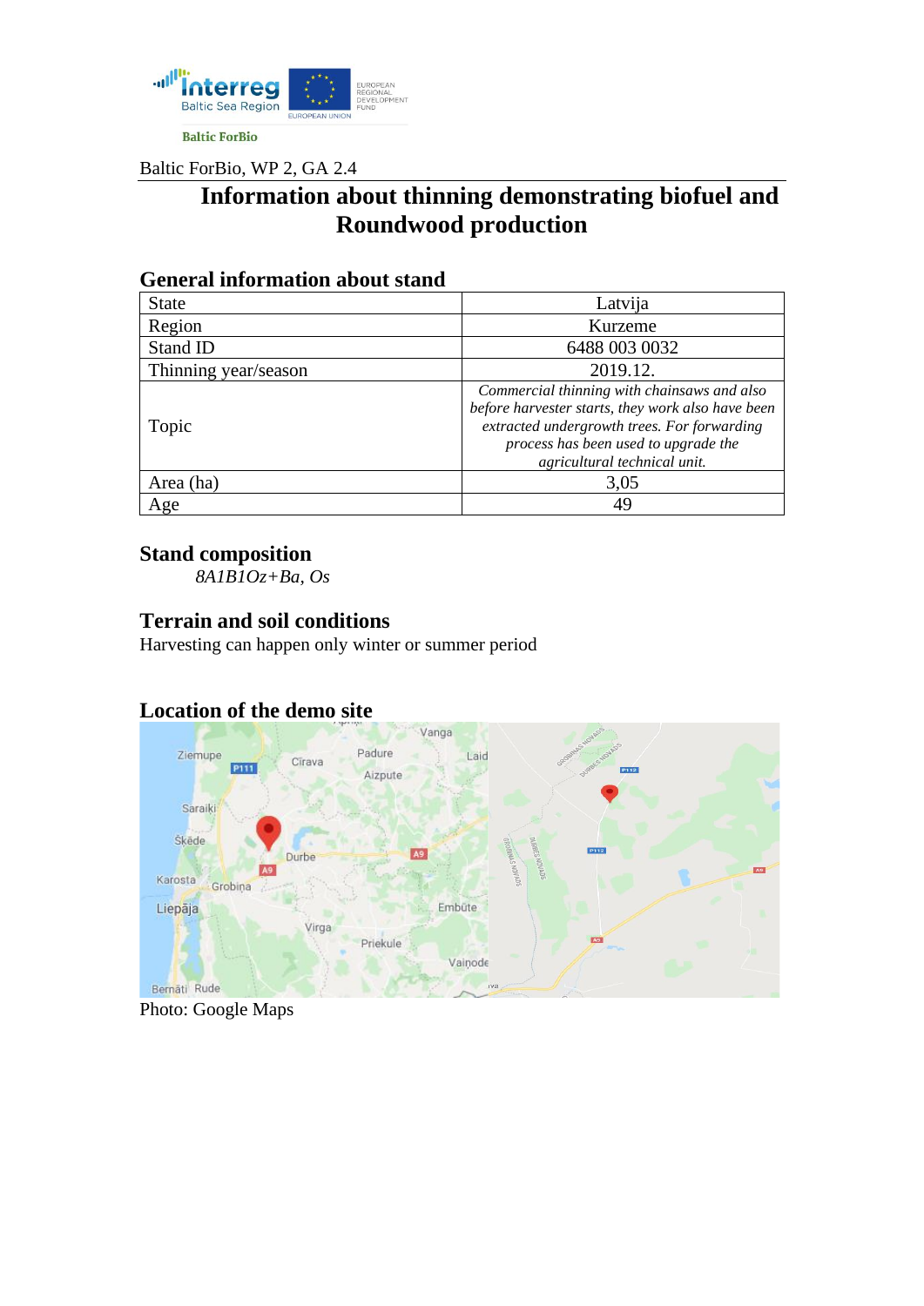Baltic ForBio

Baltic ForBio, WP 2, GA 2.4

# Information about thinning demonstrating biofuel and Roundwood production

## General information about stand

| State | Latvija |
| --- | --- |
| Region | Kurzeme |
| Stand ID | 6488 003 0032 |
| Thinning year/season | 2019.12. |
| Topic | *Commercial thinning with chainsaws and also before harvester starts, they work also have been extracted undergrowth trees. For forwarding process has been used to upgrade the agricultural technical unit.* |
| Area (ha) | 3,05 |
| Age | 49 |

## Stand composition

*8A1B1Oz+Ba, Os*

## Terrain and soil conditions

Harvesting can happen only winter or summer period

## Location of the demo site

Photo: Google Maps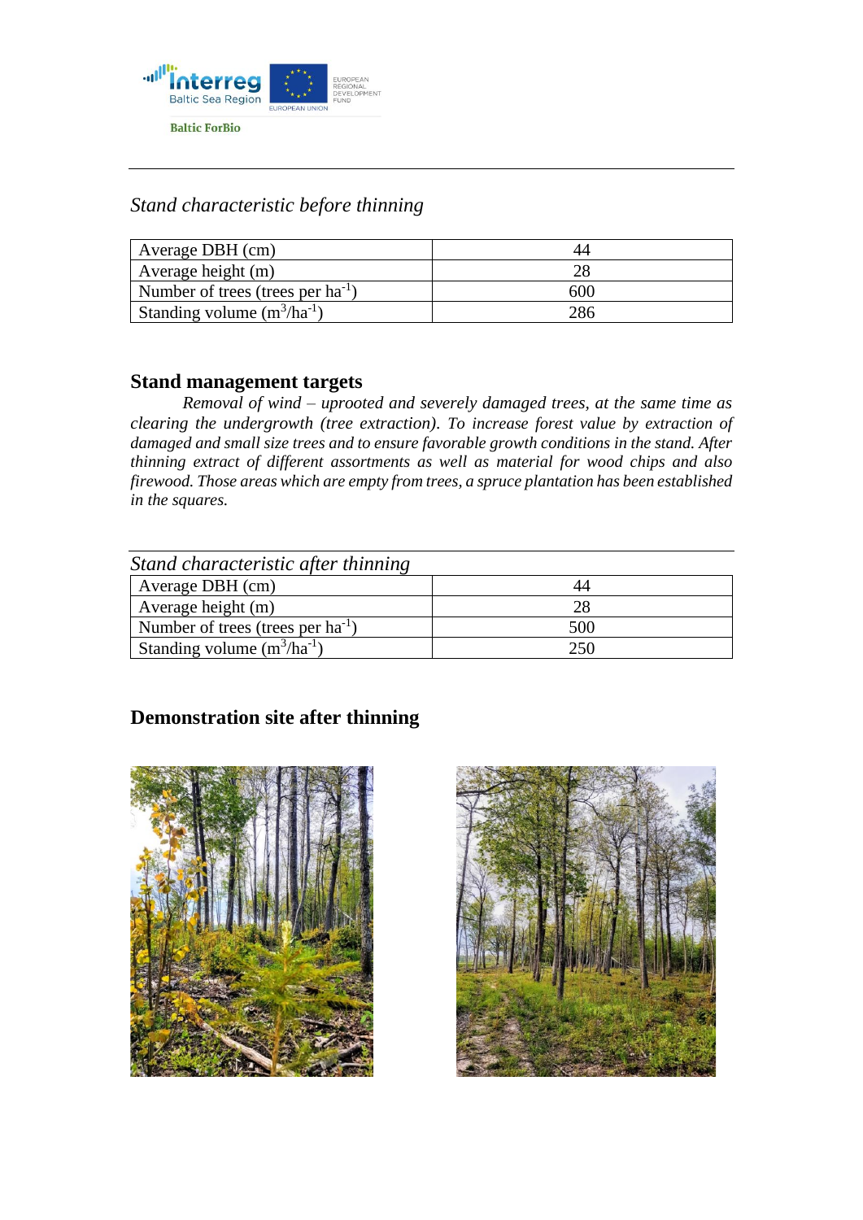*Stand characteristic before thinning*

| | |
|---|---|
| Average DBH (cm) | 44 |
| Average height (m) | 28 |
| Number of trees (trees per $ha^{-1}$) | 600 |
| Standing volume ($m^3/ha^{-1}$) | 286 |

## Stand management targets

*Removal of wind – uprooted and severely damaged trees, at the same time as clearing the undergrowth (tree extraction). To increase forest value by extraction of damaged and small size trees and to ensure favorable growth conditions in the stand. After thinning extract of different assortments as well as material for wood chips and also firewood. Those areas which are empty from trees, a spruce plantation has been established in the squares.*

*Stand characteristic after thinning*

| | |
|---|---|
| Average DBH (cm) | 44 |
| Average height (m) | 28 |
| Number of trees (trees per $ha^{-1}$) | 500 |
| Standing volume ($m^3/ha^{-1}$) | 250 |

## Demonstration site after thinning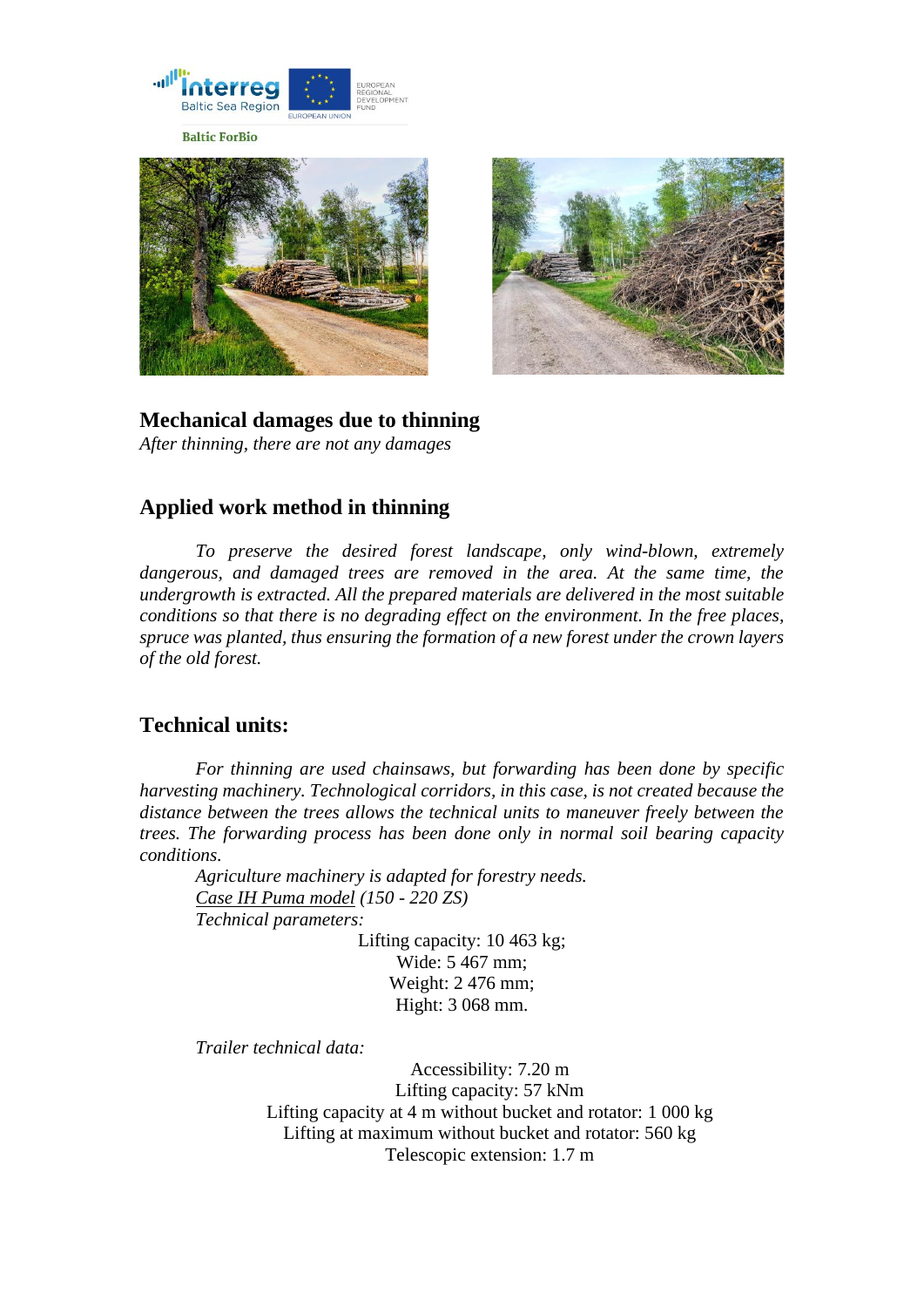## Mechanical damages due to thinning

*After thinning, there are not any damages*

## Applied work method in thinning

*To preserve the desired forest landscape, only wind-blown, extremely dangerous, and damaged trees are removed in the area. At the same time, the undergrowth is extracted. All the prepared materials are delivered in the most suitable conditions so that there is no degrading effect on the environment. In the free places, spruce was planted, thus ensuring the formation of a new forest under the crown layers of the old forest.*

## Technical units:

*For thinning are used chainsaws, but forwarding has been done by specific harvesting machinery. Technological corridors, in this case, is not created because the distance between the trees allows the technical units to maneuver freely between the trees. The forwarding process has been done only in normal soil bearing capacity conditions.*

*Agriculture machinery is adapted for forestry needs.*

*Case IH Puma model (150 - 220 ZS)*

*Technical parameters:*

Lifting capacity: 10 463 kg;
Wide: 5 467 mm;
Weight: 2 476 mm;
Hight: 3 068 mm.

*Trailer technical data:*

Accessibility: 7.20 m
Lifting capacity: 57 kNm
Lifting capacity at 4 m without bucket and rotator: 1 000 kg
Lifting at maximum without bucket and rotator: 560 kg
Telescopic extension: 1.7 m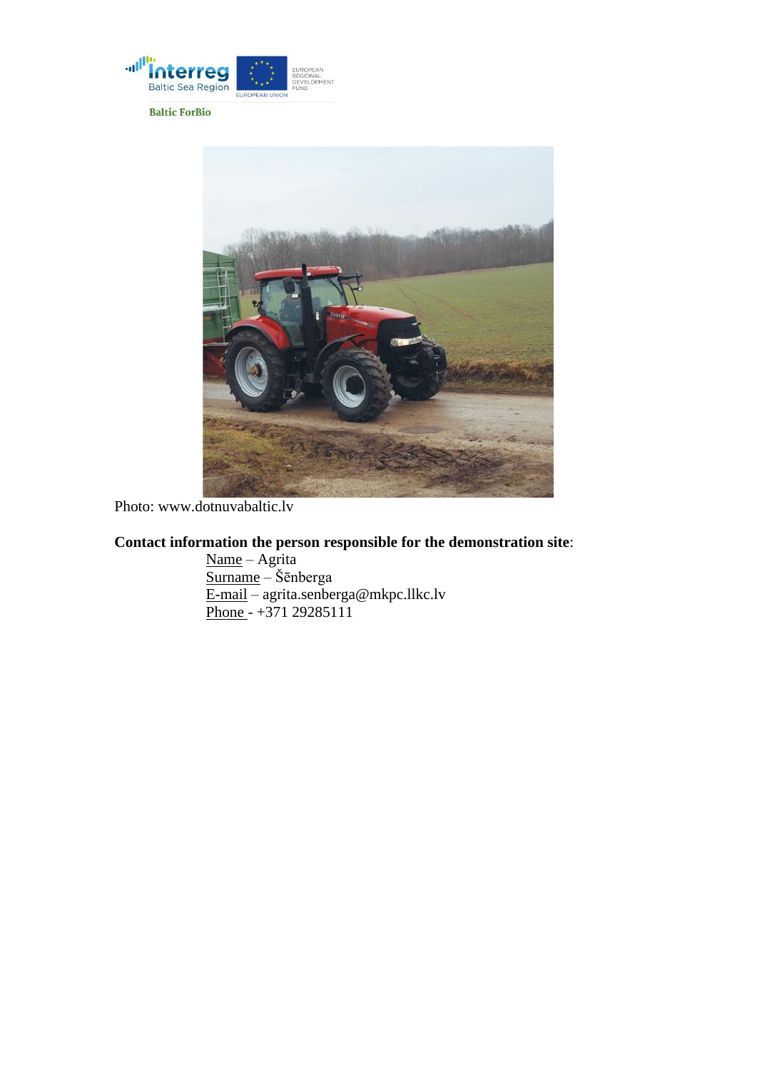Photo: www.dotnuvabaltic.lv

**Contact information the person responsible for the demonstration site**:

Name – Agrita
Surname – Šēnberga
E-mail – agrita.senberga@mkpc.llkc.lv
Phone - +371 29285111